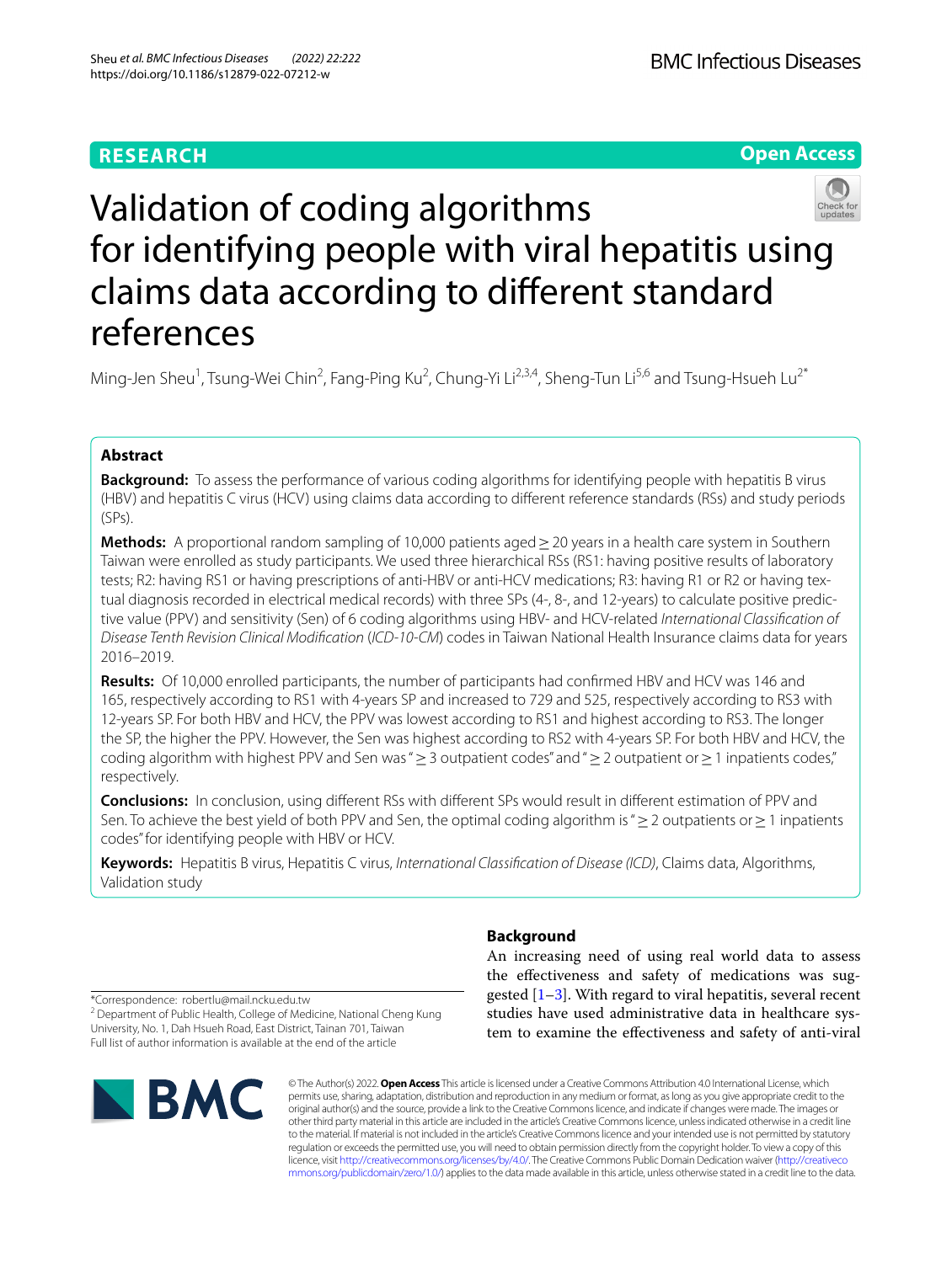RESEARCH

Open Access

# Validation of coding algorithms for identifying people with viral hepatitis using claims data according to different standard references

Ming-Jen Sheu[1], Tsung-Wei Chin[2], Fang-Ping Ku[2], Chung-Yi Li[2,3,4], Sheng-Tun Li[5,6] and Tsung-Hsueh Lu[2*]

## Abstract

**Background:** To assess the performance of various coding algorithms for identifying people with hepatitis B virus (HBV) and hepatitis C virus (HCV) using claims data according to different reference standards (RSs) and study periods (SPs).

**Methods:** A proportional random sampling of 10,000 patients aged ≥ 20 years in a health care system in Southern Taiwan were enrolled as study participants. We used three hierarchical RSs (RS1: having positive results of laboratory tests; R2: having RS1 or having prescriptions of anti-HBV or anti-HCV medications; R3: having R1 or R2 or having textual diagnosis recorded in electrical medical records) with three SPs (4-, 8-, and 12-years) to calculate positive predictive value (PPV) and sensitivity (Sen) of 6 coding algorithms using HBV- and HCV-related *International Classification of Disease Tenth Revision Clinical Modification* (*ICD-10-CM*) codes in Taiwan National Health Insurance claims data for years 2016–2019.

**Results:** Of 10,000 enrolled participants, the number of participants had confirmed HBV and HCV was 146 and 165, respectively according to RS1 with 4-years SP and increased to 729 and 525, respectively according to RS3 with 12-years SP. For both HBV and HCV, the PPV was lowest according to RS1 and highest according to RS3. The longer the SP, the higher the PPV. However, the Sen was highest according to RS2 with 4-years SP. For both HBV and HCV, the coding algorithm with highest PPV and Sen was "≥ 3 outpatient codes" and "≥ 2 outpatient or ≥ 1 inpatients codes," respectively.

**Conclusions:** In conclusion, using different RSs with different SPs would result in different estimation of PPV and Sen. To achieve the best yield of both PPV and Sen, the optimal coding algorithm is "≥ 2 outpatients or ≥ 1 inpatients codes" for identifying people with HBV or HCV.

**Keywords:** Hepatitis B virus, Hepatitis C virus, *International Classification of Disease (ICD)*, Claims data, Algorithms, Validation study

*Correspondence: robertlu@mail.ncku.edu.tw
[2] Department of Public Health, College of Medicine, National Cheng Kung University, No. 1, Dah Hsueh Road, East District, Tainan 701, Taiwan
Full list of author information is available at the end of the article

## Background

An increasing need of using real world data to assess the effectiveness and safety of medications was suggested [1–3]. With regard to viral hepatitis, several recent studies have used administrative data in healthcare system to examine the effectiveness and safety of anti-viral

© The Author(s) 2022. **Open Access** This article is licensed under a Creative Commons Attribution 4.0 International License, which permits use, sharing, adaptation, distribution and reproduction in any medium or format, as long as you give appropriate credit to the original author(s) and the source, provide a link to the Creative Commons licence, and indicate if changes were made. The images or other third party material in this article are included in the article's Creative Commons licence, unless indicated otherwise in a credit line to the material. If material is not included in the article's Creative Commons licence and your intended use is not permitted by statutory regulation or exceeds the permitted use, you will need to obtain permission directly from the copyright holder. To view a copy of this licence, visit http://creativecommons.org/licenses/by/4.0/. The Creative Commons Public Domain Dedication waiver (http://creativecommons.org/publicdomain/zero/1.0/) applies to the data made available in this article, unless otherwise stated in a credit line to the data.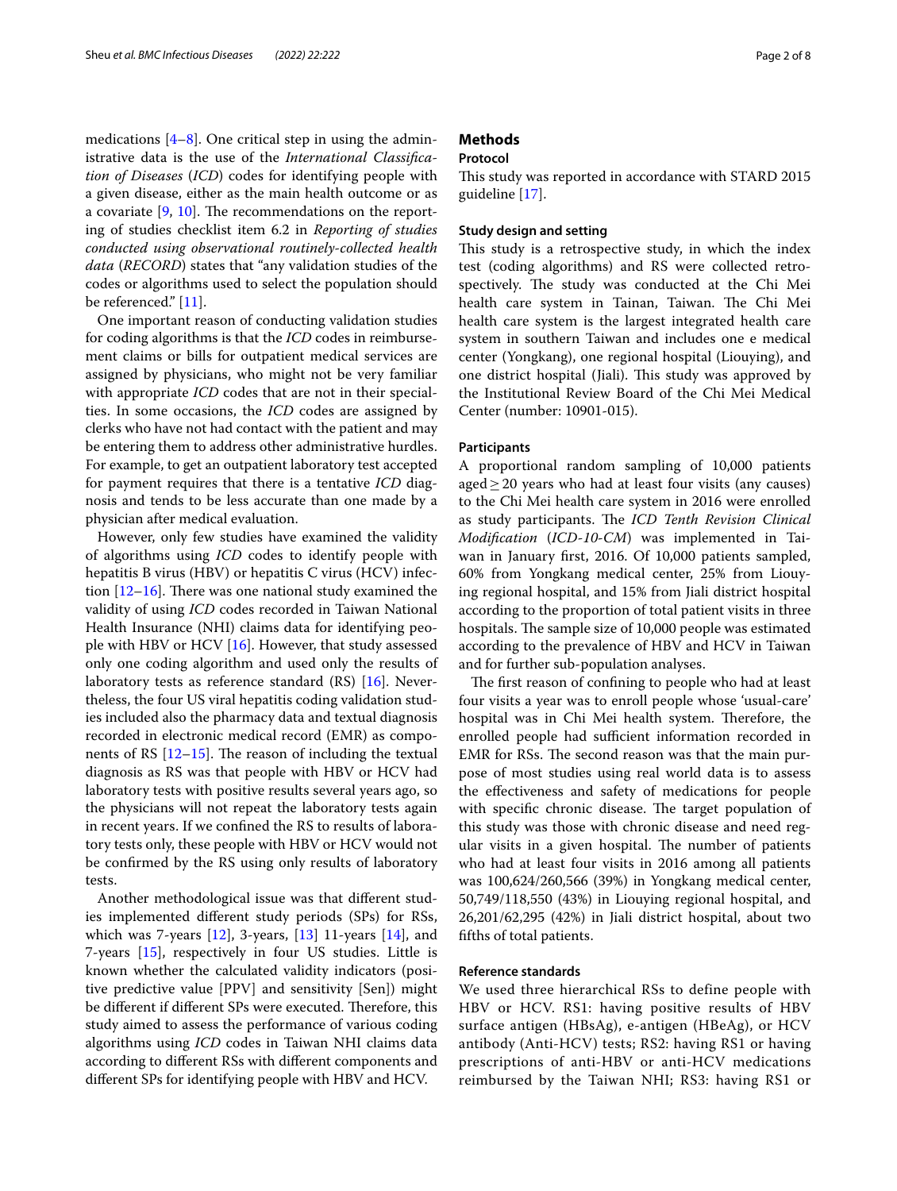medications [4–8]. One critical step in using the administrative data is the use of the *International Classification of Diseases* (*ICD*) codes for identifying people with a given disease, either as the main health outcome or as a covariate [9, 10]. The recommendations on the reporting of studies checklist item 6.2 in *Reporting of studies conducted using observational routinely-collected health data* (*RECORD*) states that "any validation studies of the codes or algorithms used to select the population should be referenced." [11].

One important reason of conducting validation studies for coding algorithms is that the *ICD* codes in reimbursement claims or bills for outpatient medical services are assigned by physicians, who might not be very familiar with appropriate *ICD* codes that are not in their specialties. In some occasions, the *ICD* codes are assigned by clerks who have not had contact with the patient and may be entering them to address other administrative hurdles. For example, to get an outpatient laboratory test accepted for payment requires that there is a tentative *ICD* diagnosis and tends to be less accurate than one made by a physician after medical evaluation.

However, only few studies have examined the validity of algorithms using *ICD* codes to identify people with hepatitis B virus (HBV) or hepatitis C virus (HCV) infection [12–16]. There was one national study examined the validity of using *ICD* codes recorded in Taiwan National Health Insurance (NHI) claims data for identifying people with HBV or HCV [16]. However, that study assessed only one coding algorithm and used only the results of laboratory tests as reference standard (RS) [16]. Nevertheless, the four US viral hepatitis coding validation studies included also the pharmacy data and textual diagnosis recorded in electronic medical record (EMR) as components of RS [12–15]. The reason of including the textual diagnosis as RS was that people with HBV or HCV had laboratory tests with positive results several years ago, so the physicians will not repeat the laboratory tests again in recent years. If we confined the RS to results of laboratory tests only, these people with HBV or HCV would not be confirmed by the RS using only results of laboratory tests.

Another methodological issue was that different studies implemented different study periods (SPs) for RSs, which was 7-years [12], 3-years, [13] 11-years [14], and 7-years [15], respectively in four US studies. Little is known whether the calculated validity indicators (positive predictive value [PPV] and sensitivity [Sen]) might be different if different SPs were executed. Therefore, this study aimed to assess the performance of various coding algorithms using *ICD* codes in Taiwan NHI claims data according to different RSs with different components and different SPs for identifying people with HBV and HCV.

## Methods

### Protocol

This study was reported in accordance with STARD 2015 guideline [17].

### Study design and setting

This study is a retrospective study, in which the index test (coding algorithms) and RS were collected retrospectively. The study was conducted at the Chi Mei health care system in Tainan, Taiwan. The Chi Mei health care system is the largest integrated health care system in southern Taiwan and includes one e medical center (Yongkang), one regional hospital (Liouying), and one district hospital (Jiali). This study was approved by the Institutional Review Board of the Chi Mei Medical Center (number: 10901-015).

### Participants

A proportional random sampling of 10,000 patients aged ≥ 20 years who had at least four visits (any causes) to the Chi Mei health care system in 2016 were enrolled as study participants. The *ICD Tenth Revision Clinical Modification* (*ICD-10-CM*) was implemented in Taiwan in January first, 2016. Of 10,000 patients sampled, 60% from Yongkang medical center, 25% from Liouying regional hospital, and 15% from Jiali district hospital according to the proportion of total patient visits in three hospitals. The sample size of 10,000 people was estimated according to the prevalence of HBV and HCV in Taiwan and for further sub-population analyses.

The first reason of confining to people who had at least four visits a year was to enroll people whose 'usual-care' hospital was in Chi Mei health system. Therefore, the enrolled people had sufficient information recorded in EMR for RSs. The second reason was that the main purpose of most studies using real world data is to assess the effectiveness and safety of medications for people with specific chronic disease. The target population of this study was those with chronic disease and need regular visits in a given hospital. The number of patients who had at least four visits in 2016 among all patients was 100,624/260,566 (39%) in Yongkang medical center, 50,749/118,550 (43%) in Liouying regional hospital, and 26,201/62,295 (42%) in Jiali district hospital, about two fifths of total patients.

### Reference standards

We used three hierarchical RSs to define people with HBV or HCV. RS1: having positive results of HBV surface antigen (HBsAg), e-antigen (HBeAg), or HCV antibody (Anti-HCV) tests; RS2: having RS1 or having prescriptions of anti-HBV or anti-HCV medications reimbursed by the Taiwan NHI; RS3: having RS1 or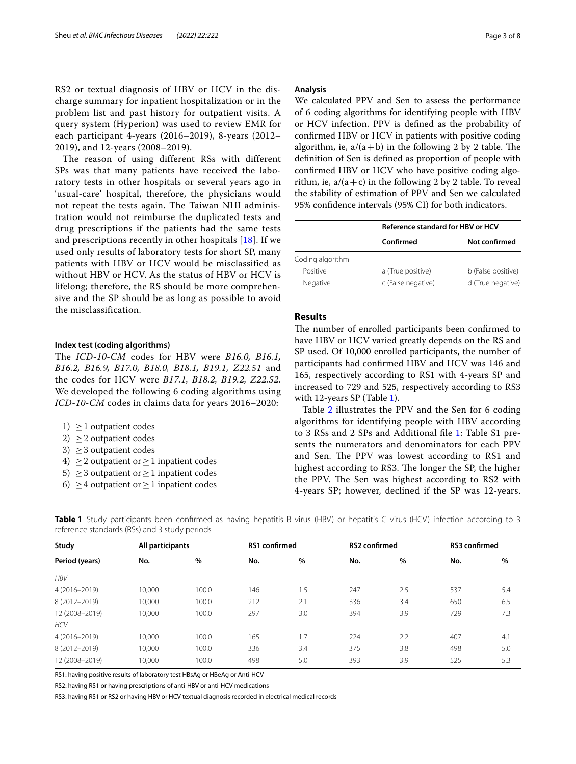RS2 or textual diagnosis of HBV or HCV in the discharge summary for inpatient hospitalization or in the problem list and past history for outpatient visits. A query system (Hyperion) was used to review EMR for each participant 4-years (2016–2019), 8-years (2012–2019), and 12-years (2008–2019).

The reason of using different RSs with different SPs was that many patients have received the laboratory tests in other hospitals or several years ago in 'usual-care' hospital, therefore, the physicians would not repeat the tests again. The Taiwan NHI administration would not reimburse the duplicated tests and drug prescriptions if the patients had the same tests and prescriptions recently in other hospitals [18]. If we used only results of laboratory tests for short SP, many patients with HBV or HCV would be misclassified as without HBV or HCV. As the status of HBV or HCV is lifelong; therefore, the RS should be more comprehensive and the SP should be as long as possible to avoid the misclassification.

#### Index test (coding algorithms)

The *ICD-10-CM* codes for HBV were *B16.0, B16.1, B16.2, B16.9, B17.0, B18.0, B18.1, B19.1, Z22.51* and the codes for HCV were *B17.1, B18.2, B19.2, Z22.52*. We developed the following 6 coding algorithms using *ICD-10-CM* codes in claims data for years 2016–2020:

1) $\geq 1$ outpatient codes
2) $\geq 2$ outpatient codes
3) $\geq 3$ outpatient codes
4) $\geq 2$ outpatient or $\geq 1$ inpatient codes
5) $\geq 3$ outpatient or $\geq 1$ inpatient codes
6) $\geq 4$ outpatient or $\geq 1$ inpatient codes

#### Analysis

We calculated PPV and Sen to assess the performance of 6 coding algorithms for identifying people with HBV or HCV infection. PPV is defined as the probability of confirmed HBV or HCV in patients with positive coding algorithm, ie, $a/(a+b)$ in the following 2 by 2 table. The definition of Sen is defined as proportion of people with confirmed HBV or HCV who have positive coding algorithm, ie, $a/(a+c)$ in the following 2 by 2 table. To reveal the stability of estimation of PPV and Sen we calculated 95% confidence intervals (95% CI) for both indicators.

| | Reference standard for HBV or HCV | |
|---|---|---|
| | **Confirmed** | **Not confirmed** |
| Coding algorithm | | |
| Positive | a (True positive) | b (False positive) |
| Negative | c (False negative) | d (True negative) |

## Results

The number of enrolled participants been confirmed to have HBV or HCV varied greatly depends on the RS and SP used. Of 10,000 enrolled participants, the number of participants had confirmed HBV and HCV was 146 and 165, respectively according to RS1 with 4-years SP and increased to 729 and 525, respectively according to RS3 with 12-years SP (Table 1).

Table 2 illustrates the PPV and the Sen for 6 coding algorithms for identifying people with HBV according to 3 RSs and 2 SPs and Additional file 1: Table S1 presents the numerators and denominators for each PPV and Sen. The PPV was lowest according to RS1 and highest according to RS3. The longer the SP, the higher the PPV. The Sen was highest according to RS2 with 4-years SP; however, declined if the SP was 12-years.

**Table 1** Study participants been confirmed as having hepatitis B virus (HBV) or hepatitis C virus (HCV) infection according to 3 reference standards (RSs) and 3 study periods

| Study | All participants | | RS1 confirmed | | RS2 confirmed | | RS3 confirmed | |
|---|---|---|---|---|---|---|---|---|
| Period (years) | No. | % | No. | % | No. | % | No. | % |
| *HBV* | | | | | | | | |
| 4 (2016–2019) | 10,000 | 100.0 | 146 | 1.5 | 247 | 2.5 | 537 | 5.4 |
| 8 (2012–2019) | 10,000 | 100.0 | 212 | 2.1 | 336 | 3.4 | 650 | 6.5 |
| 12 (2008–2019) | 10,000 | 100.0 | 297 | 3.0 | 394 | 3.9 | 729 | 7.3 |
| *HCV* | | | | | | | | |
| 4 (2016–2019) | 10,000 | 100.0 | 165 | 1.7 | 224 | 2.2 | 407 | 4.1 |
| 8 (2012–2019) | 10,000 | 100.0 | 336 | 3.4 | 375 | 3.8 | 498 | 5.0 |
| 12 (2008–2019) | 10,000 | 100.0 | 498 | 5.0 | 393 | 3.9 | 525 | 5.3 |

RS1: having positive results of laboratory test HBsAg or HBeAg or Anti-HCV

RS2: having RS1 or having prescriptions of anti-HBV or anti-HCV medications

RS3: having RS1 or RS2 or having HBV or HCV textual diagnosis recorded in electrical medical records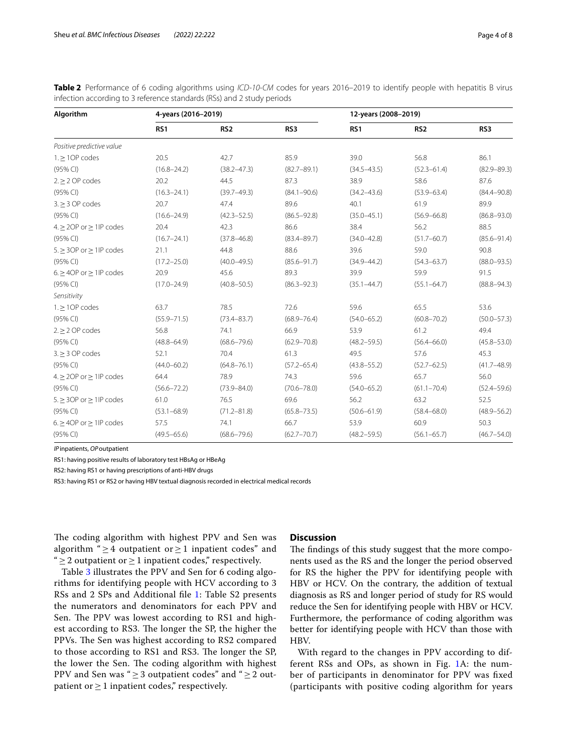**Table 2** Performance of 6 coding algorithms using *ICD-10-CM* codes for years 2016–2019 to identify people with hepatitis B virus infection according to 3 reference standards (RSs) and 2 study periods

| Algorithm | 4-years (2016–2019) | | | 12-years (2008–2019) | | |
|---|---|---|---|---|---|---|
| | RS1 | RS2 | RS3 | RS1 | RS2 | RS3 |
| *Positive predictive value* | | | | | | |
| 1. ≥ 1OP codes | 20.5 | 42.7 | 85.9 | 39.0 | 56.8 | 86.1 |
| (95% CI) | (16.8–24.2) | (38.2–47.3) | (82.7–89.1) | (34.5–43.5) | (52.3–61.4) | (82.9–89.3) |
| 2. ≥ 2 OP codes | 20.2 | 44.5 | 87.3 | 38.9 | 58.6 | 87.6 |
| (95% CI) | (16.3–24.1) | (39.7–49.3) | (84.1–90.6) | (34.2–43.6) | (53.9–63.4) | (84.4–90.8) |
| 3. ≥ 3 OP codes | 20.7 | 47.4 | 89.6 | 40.1 | 61.9 | 89.9 |
| (95% CI) | (16.6–24.9) | (42.3–52.5) | (86.5–92.8) | (35.0–45.1) | (56.9–66.8) | (86.8–93.0) |
| 4. ≥ 2OP or ≥ 1IP codes | 20.4 | 42.3 | 86.6 | 38.4 | 56.2 | 88.5 |
| (95% CI) | (16.7–24.1) | (37.8–46.8) | (83.4–89.7) | (34.0–42.8) | (51.7–60.7) | (85.6–91.4) |
| 5. ≥ 3OP or ≥ 1IP codes | 21.1 | 44.8 | 88.6 | 39.6 | 59.0 | 90.8 |
| (95% CI) | (17.2–25.0) | (40.0–49.5) | (85.6–91.7) | (34.9–44.2) | (54.3–63.7) | (88.0–93.5) |
| 6. ≥ 4OP or ≥ 1IP codes | 20.9 | 45.6 | 89.3 | 39.9 | 59.9 | 91.5 |
| (95% CI) | (17.0–24.9) | (40.8–50.5) | (86.3–92.3) | (35.1–44.7) | (55.1–64.7) | (88.8–94.3) |
| *Sensitivity* | | | | | | |
| 1. ≥ 1OP codes | 63.7 | 78.5 | 72.6 | 59.6 | 65.5 | 53.6 |
| (95% CI) | (55.9–71.5) | (73.4–83.7) | (68.9–76.4) | (54.0–65.2) | (60.8–70.2) | (50.0–57.3) |
| 2. ≥ 2 OP codes | 56.8 | 74.1 | 66.9 | 53.9 | 61.2 | 49.4 |
| (95% CI) | (48.8–64.9) | (68.6–79.6) | (62.9–70.8) | (48.2–59.5) | (56.4–66.0) | (45.8–53.0) |
| 3. ≥ 3 OP codes | 52.1 | 70.4 | 61.3 | 49.5 | 57.6 | 45.3 |
| (95% CI) | (44.0–60.2) | (64.8–76.1) | (57.2–65.4) | (43.8–55.2) | (52.7–62.5) | (41.7–48.9) |
| 4. ≥ 2OP or ≥ 1IP codes | 64.4 | 78.9 | 74.3 | 59.6 | 65.7 | 56.0 |
| (95% CI) | (56.6–72.2) | (73.9–84.0) | (70.6–78.0) | (54.0–65.2) | (61.1–70.4) | (52.4–59.6) |
| 5. ≥ 3OP or ≥ 1IP codes | 61.0 | 76.5 | 69.6 | 56.2 | 63.2 | 52.5 |
| (95% CI) | (53.1–68.9) | (71.2–81.8) | (65.8–73.5) | (50.6–61.9) | (58.4–68.0) | (48.9–56.2) |
| 6. ≥ 4OP or ≥ 1IP codes | 57.5 | 74.1 | 66.7 | 53.9 | 60.9 | 50.3 |
| (95% CI) | (49.5–65.6) | (68.6–79.6) | (62.7–70.7) | (48.2–59.5) | (56.1–65.7) | (46.7–54.0) |

*IP* inpatients, *OP* outpatient

RS1: having positive results of laboratory test HBsAg or HBeAg

RS2: having RS1 or having prescriptions of anti-HBV drugs

RS3: having RS1 or RS2 or having HBV textual diagnosis recorded in electrical medical records

The coding algorithm with highest PPV and Sen was algorithm "≥ 4 outpatient or ≥ 1 inpatient codes" and "≥ 2 outpatient or ≥ 1 inpatient codes," respectively.

Table 3 illustrates the PPV and Sen for 6 coding algorithms for identifying people with HCV according to 3 RSs and 2 SPs and Additional file 1: Table S2 presents the numerators and denominators for each PPV and Sen. The PPV was lowest according to RS1 and highest according to RS3. The longer the SP, the higher the PPVs. The Sen was highest according to RS2 compared to those according to RS1 and RS3. The longer the SP, the lower the Sen. The coding algorithm with highest PPV and Sen was "≥ 3 outpatient codes" and "≥ 2 outpatient or ≥ 1 inpatient codes," respectively.

## Discussion

The findings of this study suggest that the more components used as the RS and the longer the period observed for RS the higher the PPV for identifying people with HBV or HCV. On the contrary, the addition of textual diagnosis as RS and longer period of study for RS would reduce the Sen for identifying people with HBV or HCV. Furthermore, the performance of coding algorithm was better for identifying people with HCV than those with HBV.

With regard to the changes in PPV according to different RSs and OPs, as shown in Fig. 1A: the number of participants in denominator for PPV was fixed (participants with positive coding algorithm for years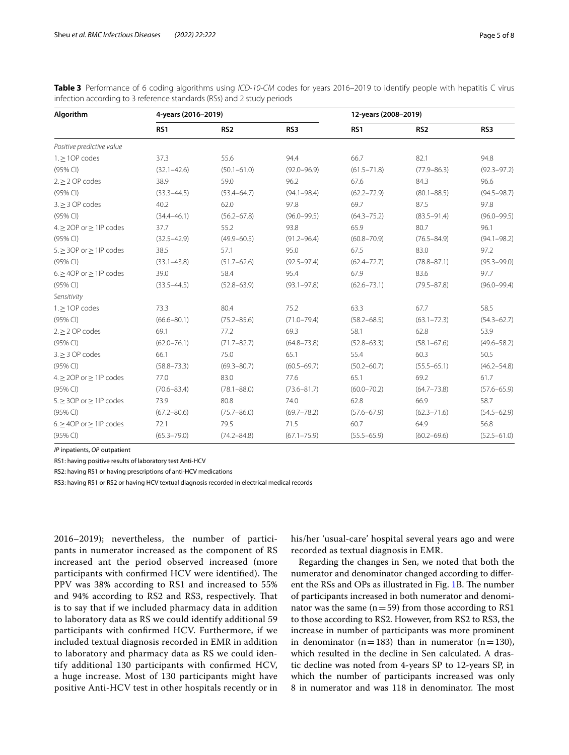**Table 3** Performance of 6 coding algorithms using *ICD-10-CM* codes for years 2016–2019 to identify people with hepatitis C virus infection according to 3 reference standards (RSs) and 2 study periods

| Algorithm | 4-years (2016–2019) | | | 12-years (2008–2019) | | |
|---|---|---|---|---|---|---|
| | RS1 | RS2 | RS3 | RS1 | RS2 | RS3 |
| *Positive predictive value* | | | | | | |
| 1. ≥ 1OP codes | 37.3 | 55.6 | 94.4 | 66.7 | 82.1 | 94.8 |
| (95% CI) | (32.1–42.6) | (50.1–61.0) | (92.0–96.9) | (61.5–71.8) | (77.9–86.3) | (92.3–97.2) |
| 2. ≥ 2 OP codes | 38.9 | 59.0 | 96.2 | 67.6 | 84.3 | 96.6 |
| (95% CI) | (33.3–44.5) | (53.4–64.7) | (94.1–98.4) | (62.2–72.9) | (80.1–88.5) | (94.5–98.7) |
| 3. ≥ 3 OP codes | 40.2 | 62.0 | 97.8 | 69.7 | 87.5 | 97.8 |
| (95% CI) | (34.4–46.1) | (56.2–67.8) | (96.0–99.5) | (64.3–75.2) | (83.5–91.4) | (96.0–99.5) |
| 4. ≥ 2OP or ≥ 1IP codes | 37.7 | 55.2 | 93.8 | 65.9 | 80.7 | 96.1 |
| (95% CI) | (32.5–42.9) | (49.9–60.5) | (91.2–96.4) | (60.8–70.9) | (76.5–84.9) | (94.1–98.2) |
| 5. ≥ 3OP or ≥ 1IP codes | 38.5 | 57.1 | 95.0 | 67.5 | 83.0 | 97.2 |
| (95% CI) | (33.1–43.8) | (51.7–62.6) | (92.5–97.4) | (62.4–72.7) | (78.8–87.1) | (95.3–99.0) |
| 6. ≥ 4OP or ≥ 1IP codes | 39.0 | 58.4 | 95.4 | 67.9 | 83.6 | 97.7 |
| (95% CI) | (33.5–44.5) | (52.8–63.9) | (93.1–97.8) | (62.6–73.1) | (79.5–87.8) | (96.0–99.4) |
| *Sensitivity* | | | | | | |
| 1. ≥ 1OP codes | 73.3 | 80.4 | 75.2 | 63.3 | 67.7 | 58.5 |
| (95% CI) | (66.6–80.1) | (75.2–85.6) | (71.0–79.4) | (58.2–68.5) | (63.1–72.3) | (54.3–62.7) |
| 2. ≥ 2 OP codes | 69.1 | 77.2 | 69.3 | 58.1 | 62.8 | 53.9 |
| (95% CI) | (62.0–76.1) | (71.7–82.7) | (64.8–73.8) | (52.8–63.3) | (58.1–67.6) | (49.6–58.2) |
| 3. ≥ 3 OP codes | 66.1 | 75.0 | 65.1 | 55.4 | 60.3 | 50.5 |
| (95% CI) | (58.8–73.3) | (69.3–80.7) | (60.5–69.7) | (50.2–60.7) | (55.5–65.1) | (46.2–54.8) |
| 4. ≥ 2OP or ≥ 1IP codes | 77.0 | 83.0 | 77.6 | 65.1 | 69.2 | 61.7 |
| (95% CI) | (70.6–83.4) | (78.1–88.0) | (73.6–81.7) | (60.0–70.2) | (64.7–73.8) | (57.6–65.9) |
| 5. ≥ 3OP or ≥ 1IP codes | 73.9 | 80.8 | 74.0 | 62.8 | 66.9 | 58.7 |
| (95% CI) | (67.2–80.6) | (75.7–86.0) | (69.7–78.2) | (57.6–67.9) | (62.3–71.6) | (54.5–62.9) |
| 6. ≥ 4OP or ≥ 1IP codes | 72.1 | 79.5 | 71.5 | 60.7 | 64.9 | 56.8 |
| (95% CI) | (65.3–79.0) | (74.2–84.8) | (67.1–75.9) | (55.5–65.9) | (60.2–69.6) | (52.5–61.0) |

*IP* inpatients, *OP* outpatient

RS1: having positive results of laboratory test Anti-HCV

RS2: having RS1 or having prescriptions of anti-HCV medications

RS3: having RS1 or RS2 or having HCV textual diagnosis recorded in electrical medical records

2016–2019); nevertheless, the number of participants in numerator increased as the component of RS increased ant the period observed increased (more participants with confirmed HCV were identified). The PPV was 38% according to RS1 and increased to 55% and 94% according to RS2 and RS3, respectively. That is to say that if we included pharmacy data in addition to laboratory data as RS we could identify additional 59 participants with confirmed HCV. Furthermore, if we included textual diagnosis recorded in EMR in addition to laboratory and pharmacy data as RS we could identify additional 130 participants with confirmed HCV, a huge increase. Most of 130 participants might have positive Anti-HCV test in other hospitals recently or in his/her 'usual-care' hospital several years ago and were recorded as textual diagnosis in EMR.

Regarding the changes in Sen, we noted that both the numerator and denominator changed according to different the RSs and OPs as illustrated in Fig. 1B. The number of participants increased in both numerator and denominator was the same ($n = 59$) from those according to RS1 to those according to RS2. However, from RS2 to RS3, the increase in number of participants was more prominent in denominator ($n = 183$) than in numerator ($n = 130$), which resulted in the decline in Sen calculated. A drastic decline was noted from 4-years SP to 12-years SP, in which the number of participants increased was only 8 in numerator and was 118 in denominator. The most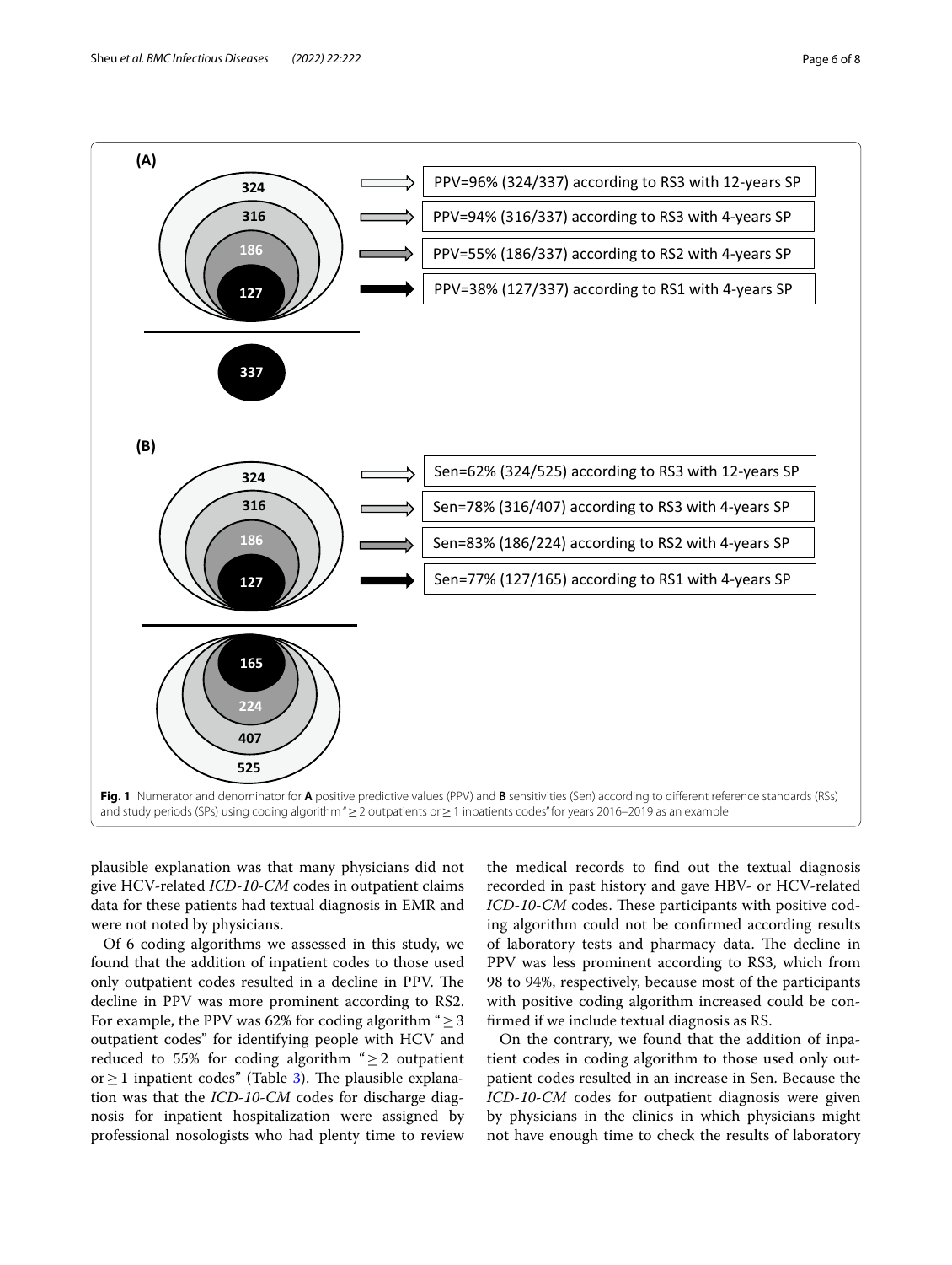**Fig. 1** Numerator and denominator for **A** positive predictive values (PPV) and **B** sensitivities (Sen) according to different reference standards (RSs) and study periods (SPs) using coding algorithm "≥ 2 outpatients or ≥ 1 inpatients codes" for years 2016–2019 as an example

plausible explanation was that many physicians did not give HCV-related *ICD-10-CM* codes in outpatient claims data for these patients had textual diagnosis in EMR and were not noted by physicians.

Of 6 coding algorithms we assessed in this study, we found that the addition of inpatient codes to those used only outpatient codes resulted in a decline in PPV. The decline in PPV was more prominent according to RS2. For example, the PPV was 62% for coding algorithm "≥ 3 outpatient codes" for identifying people with HCV and reduced to 55% for coding algorithm "≥ 2 outpatient or ≥ 1 inpatient codes" (Table 3). The plausible explanation was that the *ICD-10-CM* codes for discharge diagnosis for inpatient hospitalization were assigned by professional nosologists who had plenty time to review the medical records to find out the textual diagnosis recorded in past history and gave HBV- or HCV-related *ICD-10-CM* codes. These participants with positive coding algorithm could not be confirmed according results of laboratory tests and pharmacy data. The decline in PPV was less prominent according to RS3, which from 98 to 94%, respectively, because most of the participants with positive coding algorithm increased could be confirmed if we include textual diagnosis as RS.

On the contrary, we found that the addition of inpatient codes in coding algorithm to those used only outpatient codes resulted in an increase in Sen. Because the *ICD-10-CM* codes for outpatient diagnosis were given by physicians in the clinics in which physicians might not have enough time to check the results of laboratory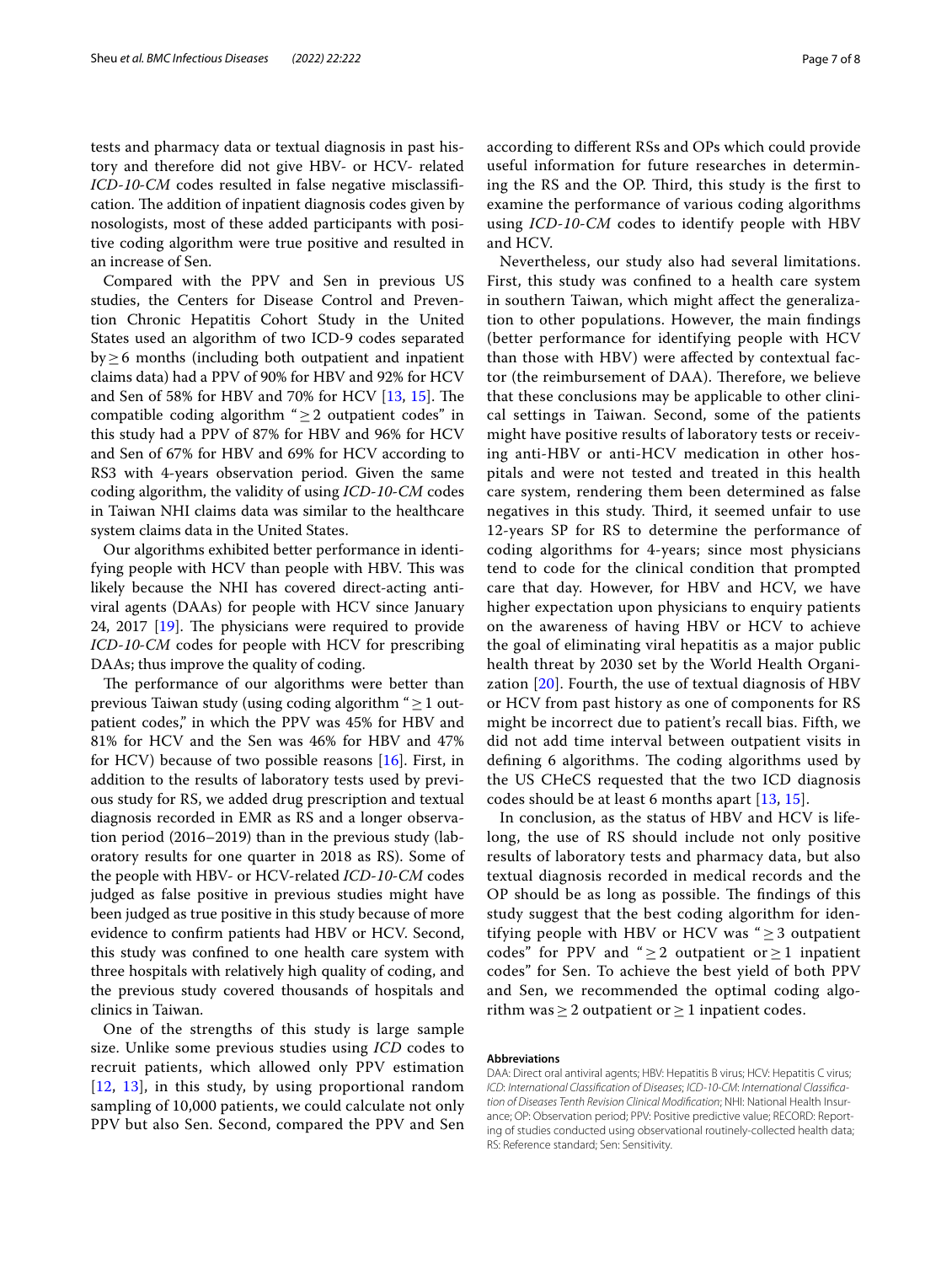tests and pharmacy data or textual diagnosis in past history and therefore did not give HBV- or HCV- related *ICD-10-CM* codes resulted in false negative misclassification. The addition of inpatient diagnosis codes given by nosologists, most of these added participants with positive coding algorithm were true positive and resulted in an increase of Sen.

Compared with the PPV and Sen in previous US studies, the Centers for Disease Control and Prevention Chronic Hepatitis Cohort Study in the United States used an algorithm of two ICD-9 codes separated by $\geq 6$ months (including both outpatient and inpatient claims data) had a PPV of 90% for HBV and 92% for HCV and Sen of 58% for HBV and 70% for HCV [13, 15]. The compatible coding algorithm "$\geq 2$ outpatient codes" in this study had a PPV of 87% for HBV and 96% for HCV and Sen of 67% for HBV and 69% for HCV according to RS3 with 4-years observation period. Given the same coding algorithm, the validity of using *ICD-10-CM* codes in Taiwan NHI claims data was similar to the healthcare system claims data in the United States.

Our algorithms exhibited better performance in identifying people with HCV than people with HBV. This was likely because the NHI has covered direct-acting antiviral agents (DAAs) for people with HCV since January 24, 2017 [19]. The physicians were required to provide *ICD-10-CM* codes for people with HCV for prescribing DAAs; thus improve the quality of coding.

The performance of our algorithms were better than previous Taiwan study (using coding algorithm "$\geq 1$ outpatient codes," in which the PPV was 45% for HBV and 81% for HCV and the Sen was 46% for HBV and 47% for HCV) because of two possible reasons [16]. First, in addition to the results of laboratory tests used by previous study for RS, we added drug prescription and textual diagnosis recorded in EMR as RS and a longer observation period (2016–2019) than in the previous study (laboratory results for one quarter in 2018 as RS). Some of the people with HBV- or HCV-related *ICD-10-CM* codes judged as false positive in previous studies might have been judged as true positive in this study because of more evidence to confirm patients had HBV or HCV. Second, this study was confined to one health care system with three hospitals with relatively high quality of coding, and the previous study covered thousands of hospitals and clinics in Taiwan.

One of the strengths of this study is large sample size. Unlike some previous studies using *ICD* codes to recruit patients, which allowed only PPV estimation [12, 13], in this study, by using proportional random sampling of 10,000 patients, we could calculate not only PPV but also Sen. Second, compared the PPV and Sen according to different RSs and OPs which could provide useful information for future researches in determining the RS and the OP. Third, this study is the first to examine the performance of various coding algorithms using *ICD-10-CM* codes to identify people with HBV and HCV.

Nevertheless, our study also had several limitations. First, this study was confined to a health care system in southern Taiwan, which might affect the generalization to other populations. However, the main findings (better performance for identifying people with HCV than those with HBV) were affected by contextual factor (the reimbursement of DAA). Therefore, we believe that these conclusions may be applicable to other clinical settings in Taiwan. Second, some of the patients might have positive results of laboratory tests or receiving anti-HBV or anti-HCV medication in other hospitals and were not tested and treated in this health care system, rendering them been determined as false negatives in this study. Third, it seemed unfair to use 12-years SP for RS to determine the performance of coding algorithms for 4-years; since most physicians tend to code for the clinical condition that prompted care that day. However, for HBV and HCV, we have higher expectation upon physicians to enquiry patients on the awareness of having HBV or HCV to achieve the goal of eliminating viral hepatitis as a major public health threat by 2030 set by the World Health Organization [20]. Fourth, the use of textual diagnosis of HBV or HCV from past history as one of components for RS might be incorrect due to patient's recall bias. Fifth, we did not add time interval between outpatient visits in defining 6 algorithms. The coding algorithm used by the US CHeCS requested that the two ICD diagnosis codes should be at least 6 months apart [13, 15].

In conclusion, as the status of HBV and HCV is lifelong, the use of RS should include not only positive results of laboratory tests and pharmacy data, but also textual diagnosis recorded in medical records and the OP should be as long as possible. The findings of this study suggest that the best coding algorithm for identifying people with HBV or HCV was "$\geq 3$ outpatient codes" for PPV and "$\geq 2$ outpatient or $\geq 1$ inpatient codes" for Sen. To achieve the best yield of both PPV and Sen, we recommended the optimal coding algorithm was $\geq 2$ outpatient or $\geq 1$ inpatient codes.

#### Abbreviations

DAA: Direct oral antiviral agents; HBV: Hepatitis B virus; HCV: Hepatitis C virus; *ICD*: *International Classification of Diseases*; *ICD-10-CM*: *International Classification of Diseases Tenth Revision Clinical Modification*; NHI: National Health Insurance; OP: Observation period; PPV: Positive predictive value; RECORD: Reporting of studies conducted using observational routinely-collected health data; RS: Reference standard; Sen: Sensitivity.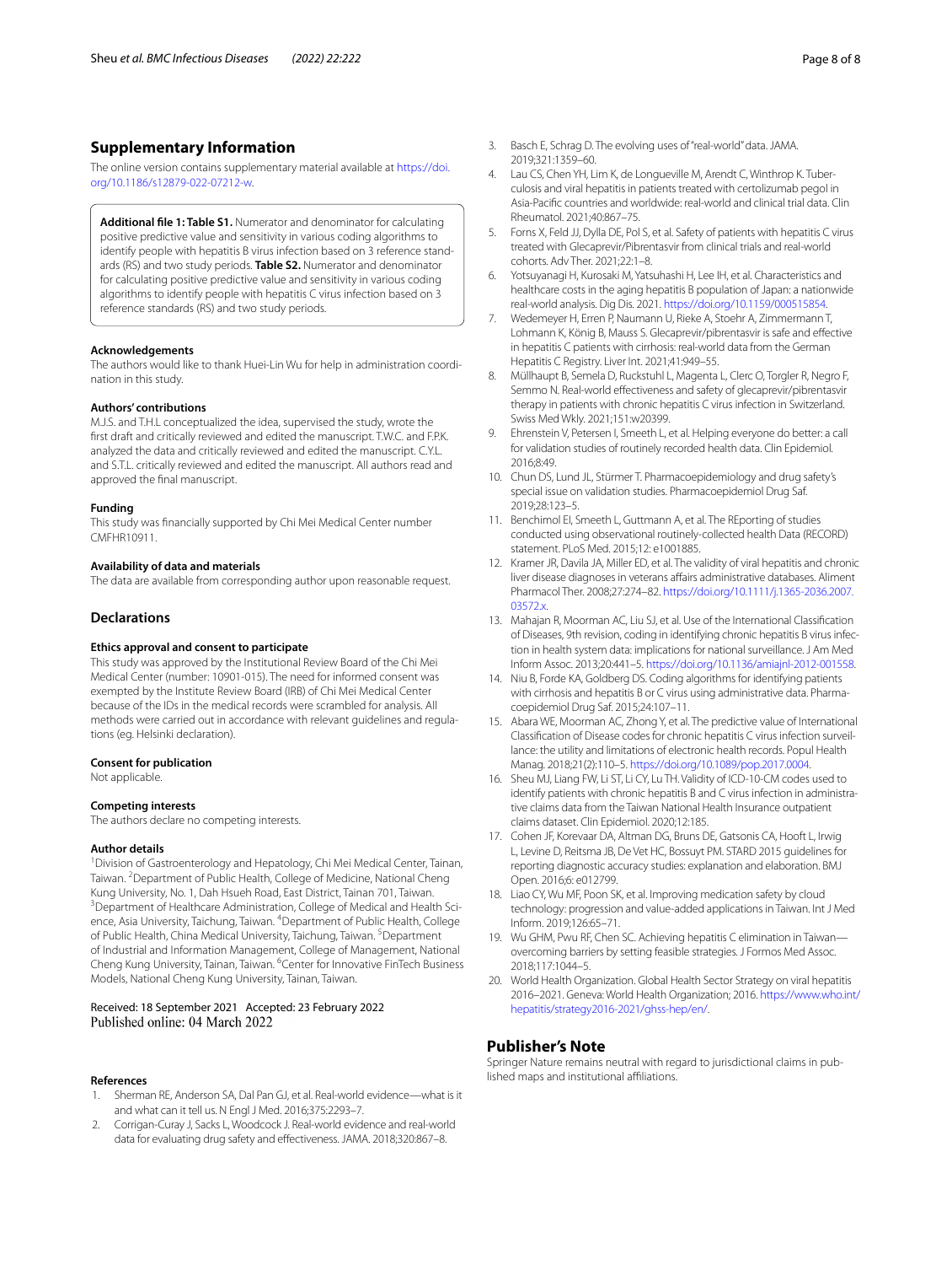## Supplementary Information

The online version contains supplementary material available at https://doi.org/10.1186/s12879-022-07212-w.

**Additional file 1: Table S1.** Numerator and denominator for calculating positive predictive value and sensitivity in various coding algorithms to identify people with hepatitis B virus infection based on 3 reference standards (RS) and two study periods. **Table S2.** Numerator and denominator for calculating positive predictive value and sensitivity in various coding algorithms to identify people with hepatitis C virus infection based on 3 reference standards (RS) and two study periods.

#### Acknowledgements

The authors would like to thank Huei-Lin Wu for help in administration coordination in this study.

#### Authors' contributions

M.J.S. and T.H.L conceptualized the idea, supervised the study, wrote the first draft and critically reviewed and edited the manuscript. T.W.C. and F.P.K. analyzed the data and critically reviewed and edited the manuscript. C.Y.L. and S.T.L. critically reviewed and edited the manuscript. All authors read and approved the final manuscript.

#### Funding

This study was financially supported by Chi Mei Medical Center number CMFHR10911.

#### Availability of data and materials

The data are available from corresponding author upon reasonable request.

## Declarations

#### Ethics approval and consent to participate

This study was approved by the Institutional Review Board of the Chi Mei Medical Center (number: 10901-015). The need for informed consent was exempted by the Institute Review Board (IRB) of Chi Mei Medical Center because of the IDs in the medical records were scrambled for analysis. All methods were carried out in accordance with relevant guidelines and regulations (eg. Helsinki declaration).

#### Consent for publication

Not applicable.

#### Competing interests

The authors declare no competing interests.

#### Author details

[1]Division of Gastroenterology and Hepatology, Chi Mei Medical Center, Tainan, Taiwan. [2]Department of Public Health, College of Medicine, National Cheng Kung University, No. 1, Dah Hsueh Road, East District, Tainan 701, Taiwan. [3]Department of Healthcare Administration, College of Medical and Health Science, Asia University, Taichung, Taiwan. [4]Department of Public Health, College of Public Health, China Medical University, Taichung, Taiwan. [5]Department of Industrial and Information Management, College of Management, National Cheng Kung University, Tainan, Taiwan. [6]Center for Innovative FinTech Business Models, National Cheng Kung University, Tainan, Taiwan.

Received: 18 September 2021 Accepted: 23 February 2022
Published online: 04 March 2022

#### References

1. Sherman RE, Anderson SA, Dal Pan GJ, et al. Real-world evidence—what is it and what can it tell us. N Engl J Med. 2016;375:2293–7.
2. Corrigan-Curay J, Sacks L, Woodcock J. Real-world evidence and real-world data for evaluating drug safety and effectiveness. JAMA. 2018;320:867–8.
3. Basch E, Schrag D. The evolving uses of "real-world" data. JAMA. 2019;321:1359–60.
4. Lau CS, Chen YH, Lim K, de Longueville M, Arendt C, Winthrop K. Tuberculosis and viral hepatitis in patients treated with certolizumab pegol in Asia-Pacific countries and worldwide: real-world and clinical trial data. Clin Rheumatol. 2021;40:867–75.
5. Forns X, Feld JJ, Dylla DE, Pol S, et al. Safety of patients with hepatitis C virus treated with Glecaprevir/Pibrentasvir from clinical trials and real-world cohorts. Adv Ther. 2021;22:1–8.
6. Yotsuyanagi H, Kurosaki M, Yatsuhashi H, Lee IH, et al. Characteristics and healthcare costs in the aging hepatitis B population of Japan: a nationwide real-world analysis. Dig Dis. 2021. https://doi.org/10.1159/000515854.
7. Wedemeyer H, Erren P, Naumann U, Rieke A, Stoehr A, Zimmermann T, Lohmann K, König B, Mauss S. Glecaprevir/pibrentasvir is safe and effective in hepatitis C patients with cirrhosis: real-world data from the German Hepatitis C Registry. Liver Int. 2021;41:949–55.
8. Müllhaupt B, Semela D, Ruckstuhl L, Magenta L, Clerc O, Torgler R, Negro F, Semmo N. Real-world effectiveness and safety of glecaprevir/pibrentasvir therapy in patients with chronic hepatitis C virus infection in Switzerland. Swiss Med Wkly. 2021;151:w20399.
9. Ehrenstein V, Petersen I, Smeeth L, et al. Helping everyone do better: a call for validation studies of routinely recorded health data. Clin Epidemiol. 2016;8:49.
10. Chun DS, Lund JL, Stürmer T. Pharmacoepidemiology and drug safety's special issue on validation studies. Pharmacoepidemiol Drug Saf. 2019;28:123–5.
11. Benchimol EI, Smeeth L, Guttmann A, et al. The REporting of studies conducted using observational routinely-collected health Data (RECORD) statement. PLoS Med. 2015;12: e1001885.
12. Kramer JR, Davila JA, Miller ED, et al. The validity of viral hepatitis and chronic liver disease diagnoses in veterans affairs administrative databases. Aliment Pharmacol Ther. 2008;27:274–82. https://doi.org/10.1111/j.1365-2036.2007.03572.x.
13. Mahajan R, Moorman AC, Liu SJ, et al. Use of the International Classification of Diseases, 9th revision, coding in identifying chronic hepatitis B virus infection in health system data: implications for national surveillance. J Am Med Inform Assoc. 2013;20:441–5. https://doi.org/10.1136/amiajnl-2012-001558.
14. Niu B, Forde KA, Goldberg DS. Coding algorithms for identifying patients with cirrhosis and hepatitis B or C virus using administrative data. Pharmacoepidemiol Drug Saf. 2015;24:107–11.
15. Abara WE, Moorman AC, Zhong Y, et al. The predictive value of International Classification of Disease codes for chronic hepatitis C virus infection surveillance: the utility and limitations of electronic health records. Popul Health Manag. 2018;21(2):110–5. https://doi.org/10.1089/pop.2017.0004.
16. Sheu MJ, Liang FW, Li ST, Li CY, Lu TH. Validity of ICD-10-CM codes used to identify patients with chronic hepatitis B and C virus infection in administrative claims data from the Taiwan National Health Insurance outpatient claims dataset. Clin Epidemiol. 2020;12:185.
17. Cohen JF, Korevaar DA, Altman DG, Bruns DE, Gatsonis CA, Hooft L, Irwig L, Levine D, Reitsma JB, De Vet HC, Bossuyt PM. STARD 2015 guidelines for reporting diagnostic accuracy studies: explanation and elaboration. BMJ Open. 2016;6: e012799.
18. Liao CY, Wu MF, Poon SK, et al. Improving medication safety by cloud technology: progression and value-added applications in Taiwan. Int J Med Inform. 2019;126:65–71.
19. Wu GHM, Pwu RF, Chen SC. Achieving hepatitis C elimination in Taiwan—overcoming barriers by setting feasible strategies. J Formos Med Assoc. 2018;117:1044–5.
20. World Health Organization. Global Health Sector Strategy on viral hepatitis 2016–2021. Geneva: World Health Organization; 2016. https://www.who.int/hepatitis/strategy2016-2021/ghss-hep/en/.

## Publisher's Note

Springer Nature remains neutral with regard to jurisdictional claims in published maps and institutional affiliations.